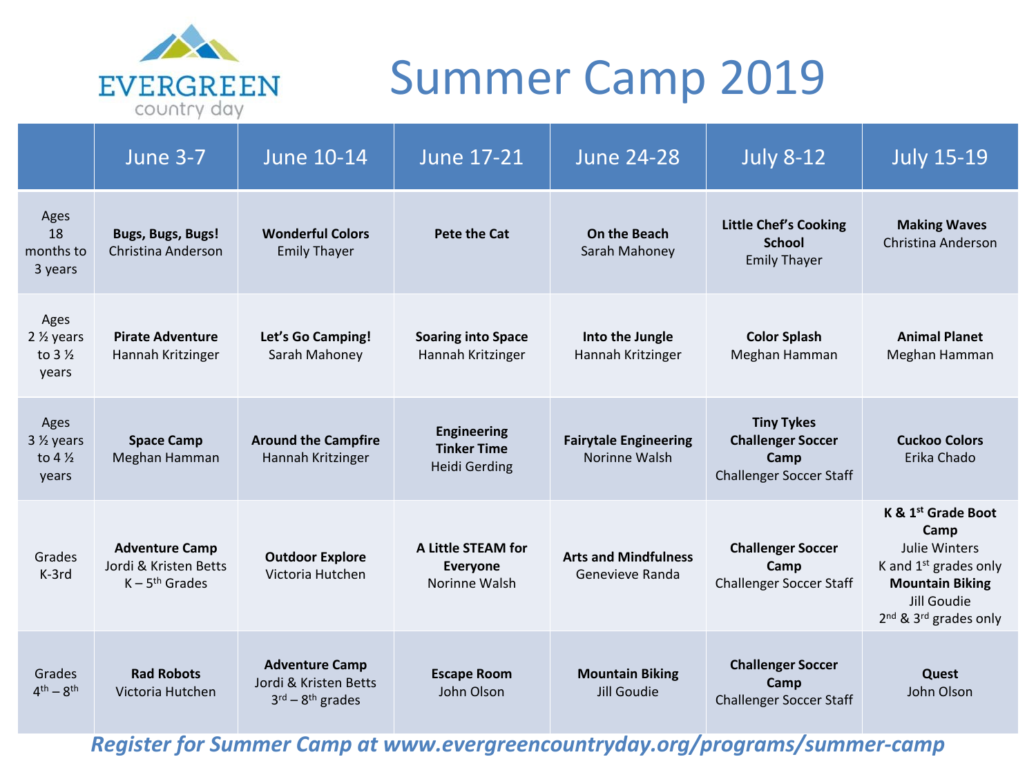EVERGREEN country day

# Summer Camp 2019

| | June 3-7 | June 10-14 | June 17-21 | June 24-28 | July 8-12 | July 15-19 |
|---|---|---|---|---|---|---|
| Ages 18 months to 3 years | **Bugs, Bugs, Bugs!** Christina Anderson | **Wonderful Colors** Emily Thayer | **Pete the Cat** | **On the Beach** Sarah Mahoney | **Little Chef's Cooking School** Emily Thayer | **Making Waves** Christina Anderson |
| Ages 2 ½ years to 3 ½ years | **Pirate Adventure** Hannah Kritzinger | **Let's Go Camping!** Sarah Mahoney | **Soaring into Space** Hannah Kritzinger | **Into the Jungle** Hannah Kritzinger | **Color Splash** Meghan Hamman | **Animal Planet** Meghan Hamman |
| Ages 3 ½ years to 4 ½ years | **Space Camp** Meghan Hamman | **Around the Campfire** Hannah Kritzinger | **Engineering Tinker Time** Heidi Gerding | **Fairytale Engineering** Norinne Walsh | **Tiny Tykes Challenger Soccer Camp** Challenger Soccer Staff | **Cuckoo Colors** Erika Chado |
| Grades K-3rd | **Adventure Camp** Jordi & Kristen Betts K – 5th Grades | **Outdoor Explore** Victoria Hutchen | **A Little STEAM for Everyone** Norinne Walsh | **Arts and Mindfulness** Genevieve Randa | **Challenger Soccer Camp** Challenger Soccer Staff | **K & 1st Grade Boot Camp** Julie Winters K and 1st grades only **Mountain Biking** Jill Goudie 2nd & 3rd grades only |
| Grades 4th – 8th | **Rad Robots** Victoria Hutchen | **Adventure Camp** Jordi & Kristen Betts 3rd – 8th grades | **Escape Room** John Olson | **Mountain Biking** Jill Goudie | **Challenger Soccer Camp** Challenger Soccer Staff | **Quest** John Olson |

***Register for Summer Camp at www.evergreencountryday.org/programs/summer-camp***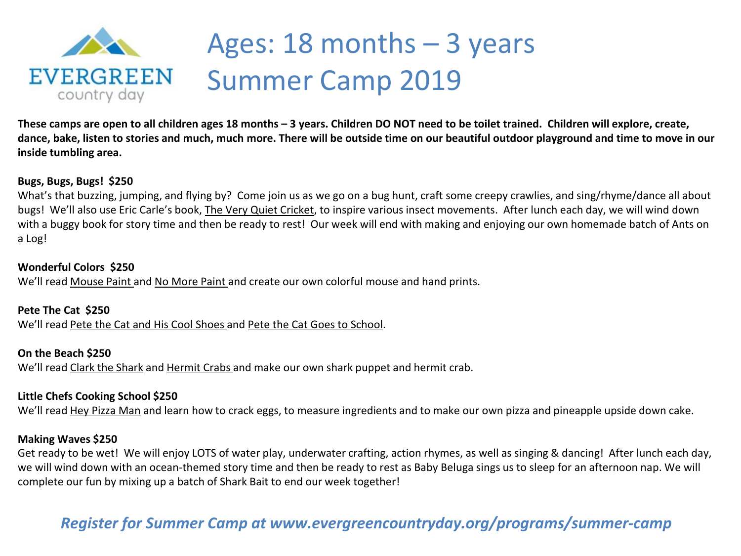EVERGREEN country day

# Ages: 18 months – 3 years Summer Camp 2019

**These camps are open to all children ages 18 months – 3 years. Children DO NOT need to be toilet trained. Children will explore, create, dance, bake, listen to stories and much, much more. There will be outside time on our beautiful outdoor playground and time to move in our inside tumbling area.**

**Bugs, Bugs, Bugs! $250**

What's that buzzing, jumping, and flying by? Come join us as we go on a bug hunt, craft some creepy crawlies, and sing/rhyme/dance all about bugs! We'll also use Eric Carle's book, The Very Quiet Cricket, to inspire various insect movements. After lunch each day, we will wind down with a buggy book for story time and then be ready to rest! Our week will end with making and enjoying our own homemade batch of Ants on a Log!

**Wonderful Colors $250**

We'll read Mouse Paint and No More Paint and create our own colorful mouse and hand prints.

**Pete The Cat $250**

We'll read Pete the Cat and His Cool Shoes and Pete the Cat Goes to School.

**On the Beach $250**

We'll read Clark the Shark and Hermit Crabs and make our own shark puppet and hermit crab.

**Little Chefs Cooking School $250**

We'll read Hey Pizza Man and learn how to crack eggs, to measure ingredients and to make our own pizza and pineapple upside down cake.

**Making Waves $250**

Get ready to be wet! We will enjoy LOTS of water play, underwater crafting, action rhymes, as well as singing & dancing! After lunch each day, we will wind down with an ocean-themed story time and then be ready to rest as Baby Beluga sings us to sleep for an afternoon nap. We will complete our fun by mixing up a batch of Shark Bait to end our week together!

***Register for Summer Camp at www.evergreencountryday.org/programs/summer-camp***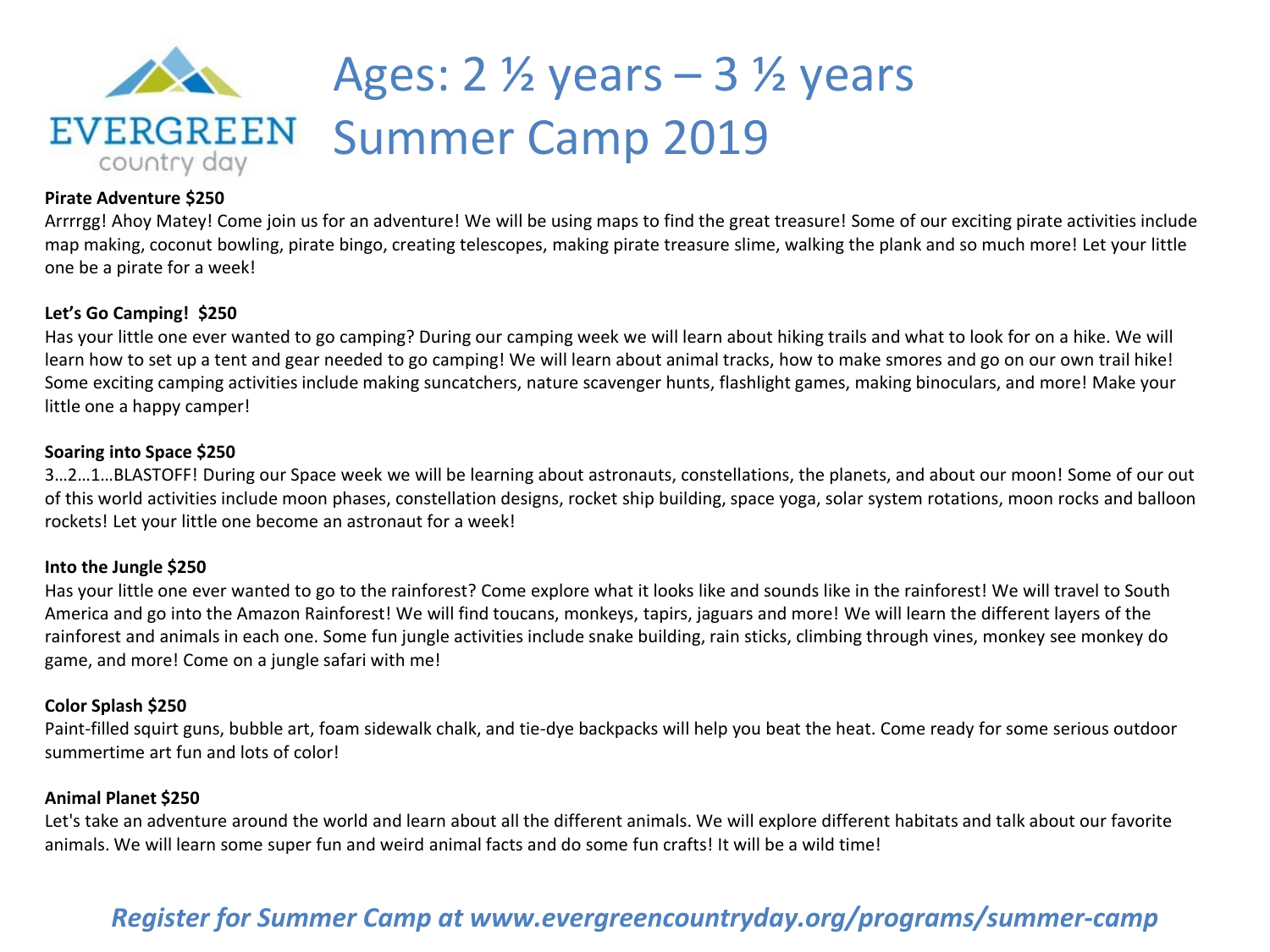EVERGREEN
country day

# Ages: 2 ½ years – 3 ½ years
# Summer Camp 2019

**Pirate Adventure $250**

Arrrrgg! Ahoy Matey! Come join us for an adventure! We will be using maps to find the great treasure! Some of our exciting pirate activities include map making, coconut bowling, pirate bingo, creating telescopes, making pirate treasure slime, walking the plank and so much more! Let your little one be a pirate for a week!

**Let's Go Camping!  $250**

Has your little one ever wanted to go camping? During our camping week we will learn about hiking trails and what to look for on a hike. We will learn how to set up a tent and gear needed to go camping! We will learn about animal tracks, how to make smores and go on our own trail hike! Some exciting camping activities include making suncatchers, nature scavenger hunts, flashlight games, making binoculars, and more! Make your little one a happy camper!

**Soaring into Space $250**

3…2…1…BLASTOFF! During our Space week we will be learning about astronauts, constellations, the planets, and about our moon! Some of our out of this world activities include moon phases, constellation designs, rocket ship building, space yoga, solar system rotations, moon rocks and balloon rockets! Let your little one become an astronaut for a week!

**Into the Jungle $250**

Has your little one ever wanted to go to the rainforest? Come explore what it looks like and sounds like in the rainforest! We will travel to South America and go into the Amazon Rainforest! We will find toucans, monkeys, tapirs, jaguars and more! We will learn the different layers of the rainforest and animals in each one. Some fun jungle activities include snake building, rain sticks, climbing through vines, monkey see monkey do game, and more! Come on a jungle safari with me!

**Color Splash $250**

Paint-filled squirt guns, bubble art, foam sidewalk chalk, and tie-dye backpacks will help you beat the heat. Come ready for some serious outdoor summertime art fun and lots of color!

**Animal Planet $250**

Let's take an adventure around the world and learn about all the different animals. We will explore different habitats and talk about our favorite animals. We will learn some super fun and weird animal facts and do some fun crafts! It will be a wild time!

***Register for Summer Camp at www.evergreencountryday.org/programs/summer-camp***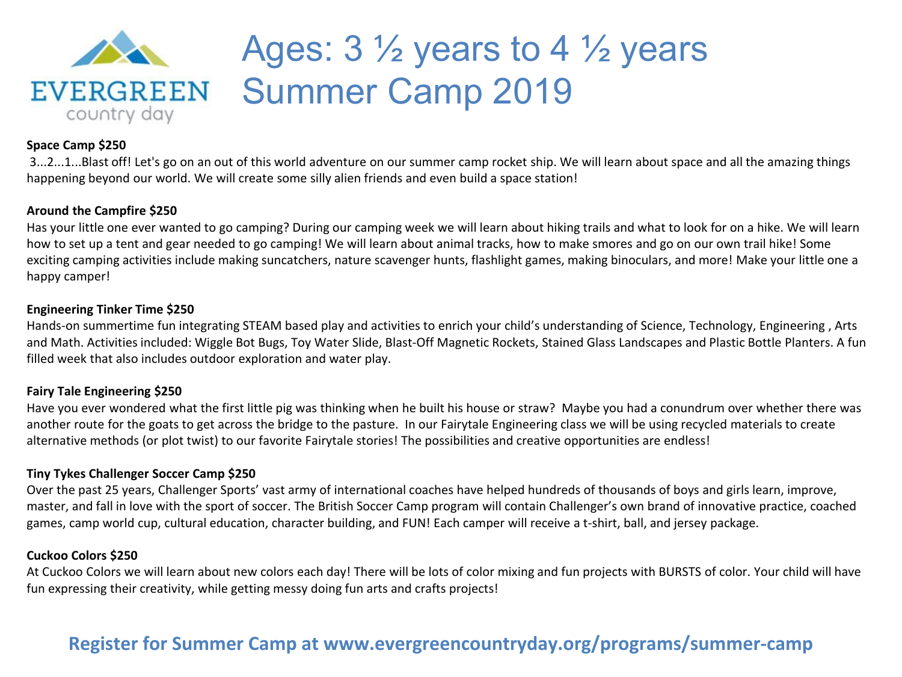EVERGREEN
country day

# Ages: 3 ½ years to 4 ½ years
# Summer Camp 2019

**Space Camp $250**

3...2...1...Blast off! Let's go on an out of this world adventure on our summer camp rocket ship. We will learn about space and all the amazing things happening beyond our world. We will create some silly alien friends and even build a space station!

**Around the Campfire $250**

Has your little one ever wanted to go camping? During our camping week we will learn about hiking trails and what to look for on a hike. We will learn how to set up a tent and gear needed to go camping! We will learn about animal tracks, how to make smores and go on our own trail hike! Some exciting camping activities include making suncatchers, nature scavenger hunts, flashlight games, making binoculars, and more! Make your little one a happy camper!

**Engineering Tinker Time $250**

Hands-on summertime fun integrating STEAM based play and activities to enrich your child's understanding of Science, Technology, Engineering , Arts and Math. Activities included: Wiggle Bot Bugs, Toy Water Slide, Blast-Off Magnetic Rockets, Stained Glass Landscapes and Plastic Bottle Planters. A fun filled week that also includes outdoor exploration and water play.

**Fairy Tale Engineering $250**

Have you ever wondered what the first little pig was thinking when he built his house or straw? Maybe you had a conundrum over whether there was another route for the goats to get across the bridge to the pasture. In our Fairytale Engineering class we will be using recycled materials to create alternative methods (or plot twist) to our favorite Fairytale stories! The possibilities and creative opportunities are endless!

**Tiny Tykes Challenger Soccer Camp $250**

Over the past 25 years, Challenger Sports' vast army of international coaches have helped hundreds of thousands of boys and girls learn, improve, master, and fall in love with the sport of soccer. The British Soccer Camp program will contain Challenger's own brand of innovative practice, coached games, camp world cup, cultural education, character building, and FUN! Each camper will receive a t-shirt, ball, and jersey package.

**Cuckoo Colors $250**

At Cuckoo Colors we will learn about new colors each day! There will be lots of color mixing and fun projects with BURSTS of color. Your child will have fun expressing their creativity, while getting messy doing fun arts and crafts projects!

**Register for Summer Camp at www.evergreencountryday.org/programs/summer-camp**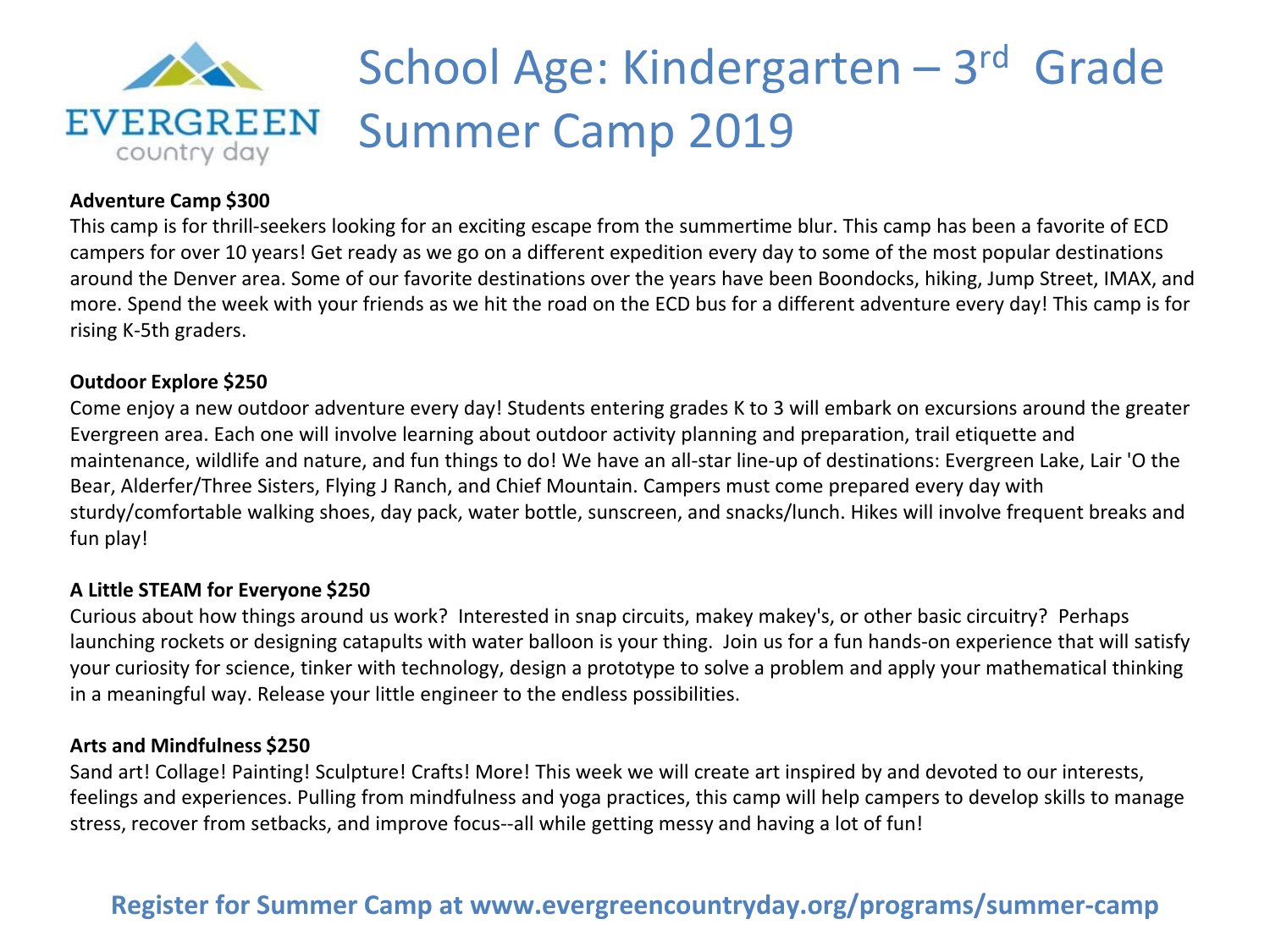EVERGREEN
country day

# School Age: Kindergarten – 3rd Grade Summer Camp 2019

**Adventure Camp $300**

This camp is for thrill-seekers looking for an exciting escape from the summertime blur. This camp has been a favorite of ECD campers for over 10 years! Get ready as we go on a different expedition every day to some of the most popular destinations around the Denver area. Some of our favorite destinations over the years have been Boondocks, hiking, Jump Street, IMAX, and more. Spend the week with your friends as we hit the road on the ECD bus for a different adventure every day! This camp is for rising K-5th graders.

**Outdoor Explore $250**

Come enjoy a new outdoor adventure every day! Students entering grades K to 3 will embark on excursions around the greater Evergreen area. Each one will involve learning about outdoor activity planning and preparation, trail etiquette and maintenance, wildlife and nature, and fun things to do! We have an all-star line-up of destinations: Evergreen Lake, Lair 'O the Bear, Alderfer/Three Sisters, Flying J Ranch, and Chief Mountain. Campers must come prepared every day with sturdy/comfortable walking shoes, day pack, water bottle, sunscreen, and snacks/lunch. Hikes will involve frequent breaks and fun play!

**A Little STEAM for Everyone $250**

Curious about how things around us work? Interested in snap circuits, makey makey's, or other basic circuitry? Perhaps launching rockets or designing catapults with water balloon is your thing. Join us for a fun hands-on experience that will satisfy your curiosity for science, tinker with technology, design a prototype to solve a problem and apply your mathematical thinking in a meaningful way. Release your little engineer to the endless possibilities.

**Arts and Mindfulness $250**

Sand art! Collage! Painting! Sculpture! Crafts! More! This week we will create art inspired by and devoted to our interests, feelings and experiences. Pulling from mindfulness and yoga practices, this camp will help campers to develop skills to manage stress, recover from setbacks, and improve focus--all while getting messy and having a lot of fun!

**Register for Summer Camp at www.evergreencountryday.org/programs/summer-camp**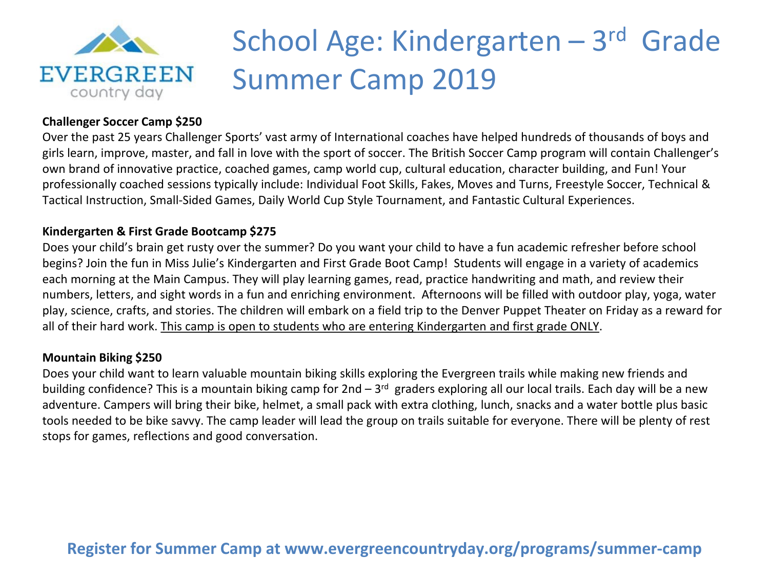# School Age: Kindergarten – 3rd Grade Summer Camp 2019

**Challenger Soccer Camp $250**

Over the past 25 years Challenger Sports' vast army of International coaches have helped hundreds of thousands of boys and girls learn, improve, master, and fall in love with the sport of soccer. The British Soccer Camp program will contain Challenger's own brand of innovative practice, coached games, camp world cup, cultural education, character building, and Fun! Your professionally coached sessions typically include: Individual Foot Skills, Fakes, Moves and Turns, Freestyle Soccer, Technical & Tactical Instruction, Small-Sided Games, Daily World Cup Style Tournament, and Fantastic Cultural Experiences.

**Kindergarten & First Grade Bootcamp $275**

Does your child's brain get rusty over the summer? Do you want your child to have a fun academic refresher before school begins? Join the fun in Miss Julie's Kindergarten and First Grade Boot Camp! Students will engage in a variety of academics each morning at the Main Campus. They will play learning games, read, practice handwriting and math, and review their numbers, letters, and sight words in a fun and enriching environment. Afternoons will be filled with outdoor play, yoga, water play, science, crafts, and stories. The children will embark on a field trip to the Denver Puppet Theater on Friday as a reward for all of their hard work. This camp is open to students who are entering Kindergarten and first grade ONLY.

**Mountain Biking $250**

Does your child want to learn valuable mountain biking skills exploring the Evergreen trails while making new friends and building confidence? This is a mountain biking camp for 2nd – 3rd graders exploring all our local trails. Each day will be a new adventure. Campers will bring their bike, helmet, a small pack with extra clothing, lunch, snacks and a water bottle plus basic tools needed to be bike savvy. The camp leader will lead the group on trails suitable for everyone. There will be plenty of rest stops for games, reflections and good conversation.

**Register for Summer Camp at www.evergreencountryday.org/programs/summer-camp**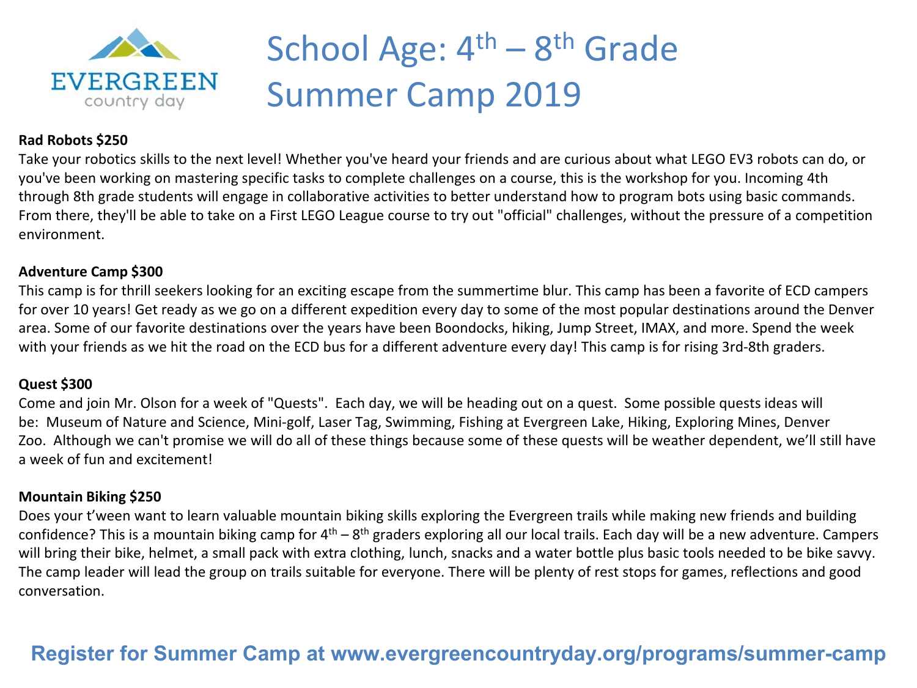EVERGREEN
country day

# School Age: 4th – 8th Grade Summer Camp 2019

**Rad Robots $250**

Take your robotics skills to the next level! Whether you've heard your friends and are curious about what LEGO EV3 robots can do, or you've been working on mastering specific tasks to complete challenges on a course, this is the workshop for you. Incoming 4th through 8th grade students will engage in collaborative activities to better understand how to program bots using basic commands. From there, they'll be able to take on a First LEGO League course to try out "official" challenges, without the pressure of a competition environment.

**Adventure Camp $300**

This camp is for thrill seekers looking for an exciting escape from the summertime blur. This camp has been a favorite of ECD campers for over 10 years! Get ready as we go on a different expedition every day to some of the most popular destinations around the Denver area. Some of our favorite destinations over the years have been Boondocks, hiking, Jump Street, IMAX, and more. Spend the week with your friends as we hit the road on the ECD bus for a different adventure every day! This camp is for rising 3rd-8th graders.

**Quest $300**

Come and join Mr. Olson for a week of "Quests". Each day, we will be heading out on a quest. Some possible quests ideas will be: Museum of Nature and Science, Mini-golf, Laser Tag, Swimming, Fishing at Evergreen Lake, Hiking, Exploring Mines, Denver Zoo. Although we can't promise we will do all of these things because some of these quests will be weather dependent, we'll still have a week of fun and excitement!

**Mountain Biking $250**

Does your t'ween want to learn valuable mountain biking skills exploring the Evergreen trails while making new friends and building confidence? This is a mountain biking camp for 4th – 8th graders exploring all our local trails. Each day will be a new adventure. Campers will bring their bike, helmet, a small pack with extra clothing, lunch, snacks and a water bottle plus basic tools needed to be bike savvy. The camp leader will lead the group on trails suitable for everyone. There will be plenty of rest stops for games, reflections and good conversation.

**Register for Summer Camp at www.evergreencountryday.org/programs/summer-camp**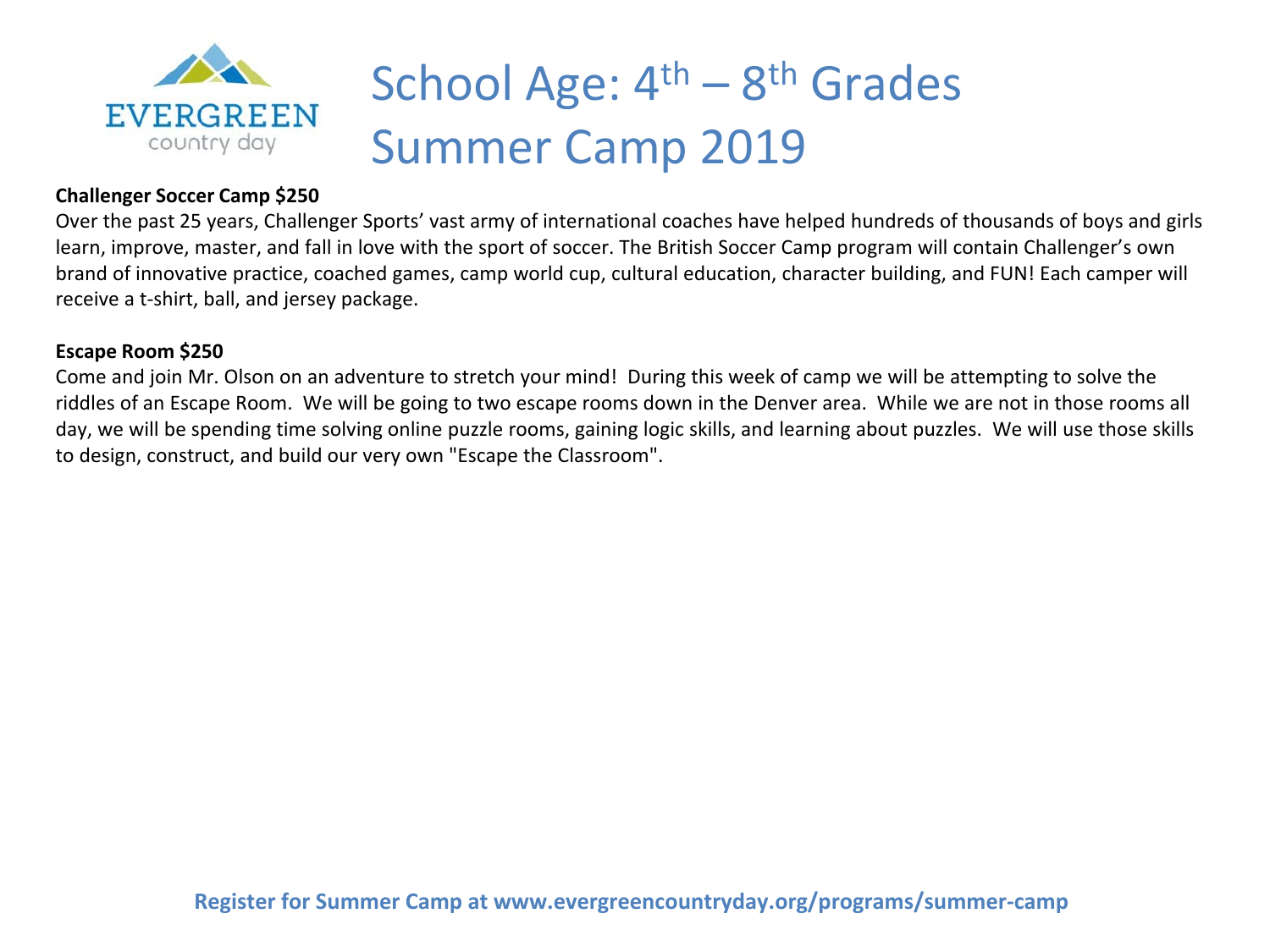EVERGREEN
country day

# School Age: 4th – 8th Grades Summer Camp 2019

**Challenger Soccer Camp $250**

Over the past 25 years, Challenger Sports' vast army of international coaches have helped hundreds of thousands of boys and girls learn, improve, master, and fall in love with the sport of soccer. The British Soccer Camp program will contain Challenger's own brand of innovative practice, coached games, camp world cup, cultural education, character building, and FUN! Each camper will receive a t-shirt, ball, and jersey package.

**Escape Room $250**

Come and join Mr. Olson on an adventure to stretch your mind! During this week of camp we will be attempting to solve the riddles of an Escape Room. We will be going to two escape rooms down in the Denver area. While we are not in those rooms all day, we will be spending time solving online puzzle rooms, gaining logic skills, and learning about puzzles. We will use those skills to design, construct, and build our very own "Escape the Classroom".

**Register for Summer Camp at www.evergreencountryday.org/programs/summer-camp**